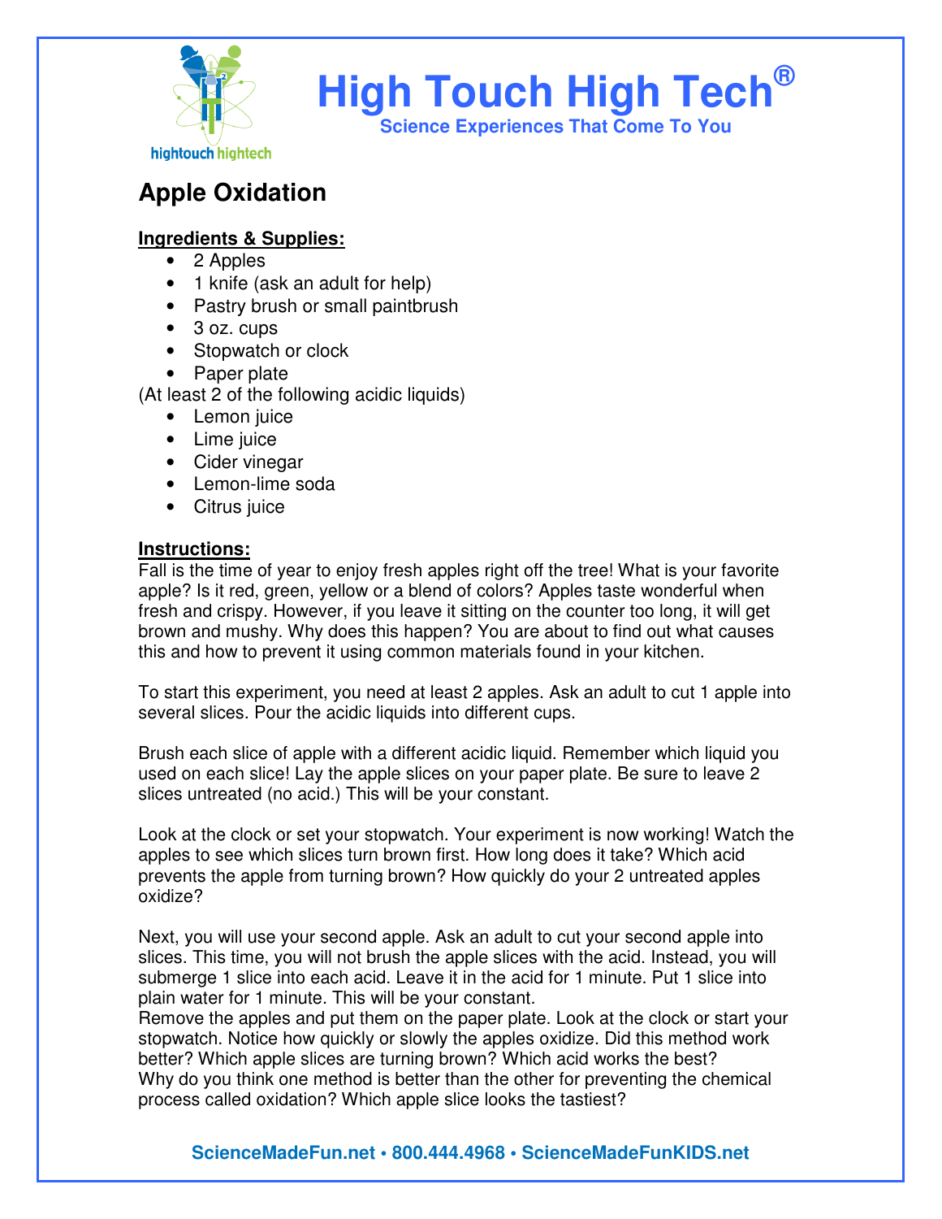# High Touch High Tech®

**Science Experiences That Come To You**

## Apple Oxidation

**Ingredients & Supplies:**

- 2 Apples
- 1 knife (ask an adult for help)
- Pastry brush or small paintbrush
- 3 oz. cups
- Stopwatch or clock
- Paper plate

(At least 2 of the following acidic liquids)

- Lemon juice
- Lime juice
- Cider vinegar
- Lemon-lime soda
- Citrus juice

**Instructions:**

Fall is the time of year to enjoy fresh apples right off the tree! What is your favorite apple? Is it red, green, yellow or a blend of colors? Apples taste wonderful when fresh and crispy. However, if you leave it sitting on the counter too long, it will get brown and mushy. Why does this happen? You are about to find out what causes this and how to prevent it using common materials found in your kitchen.

To start this experiment, you need at least 2 apples. Ask an adult to cut 1 apple into several slices. Pour the acidic liquids into different cups.

Brush each slice of apple with a different acidic liquid. Remember which liquid you used on each slice! Lay the apple slices on your paper plate. Be sure to leave 2 slices untreated (no acid.) This will be your constant.

Look at the clock or set your stopwatch. Your experiment is now working! Watch the apples to see which slices turn brown first. How long does it take? Which acid prevents the apple from turning brown? How quickly do your 2 untreated apples oxidize?

Next, you will use your second apple. Ask an adult to cut your second apple into slices. This time, you will not brush the apple slices with the acid. Instead, you will submerge 1 slice into each acid. Leave it in the acid for 1 minute. Put 1 slice into plain water for 1 minute. This will be your constant.
Remove the apples and put them on the paper plate. Look at the clock or start your stopwatch. Notice how quickly or slowly the apples oxidize. Did this method work better? Which apple slices are turning brown? Which acid works the best?
Why do you think one method is better than the other for preventing the chemical process called oxidation? Which apple slice looks the tastiest?

**ScienceMadeFun.net • 800.444.4968 • ScienceMadeFunKIDS.net**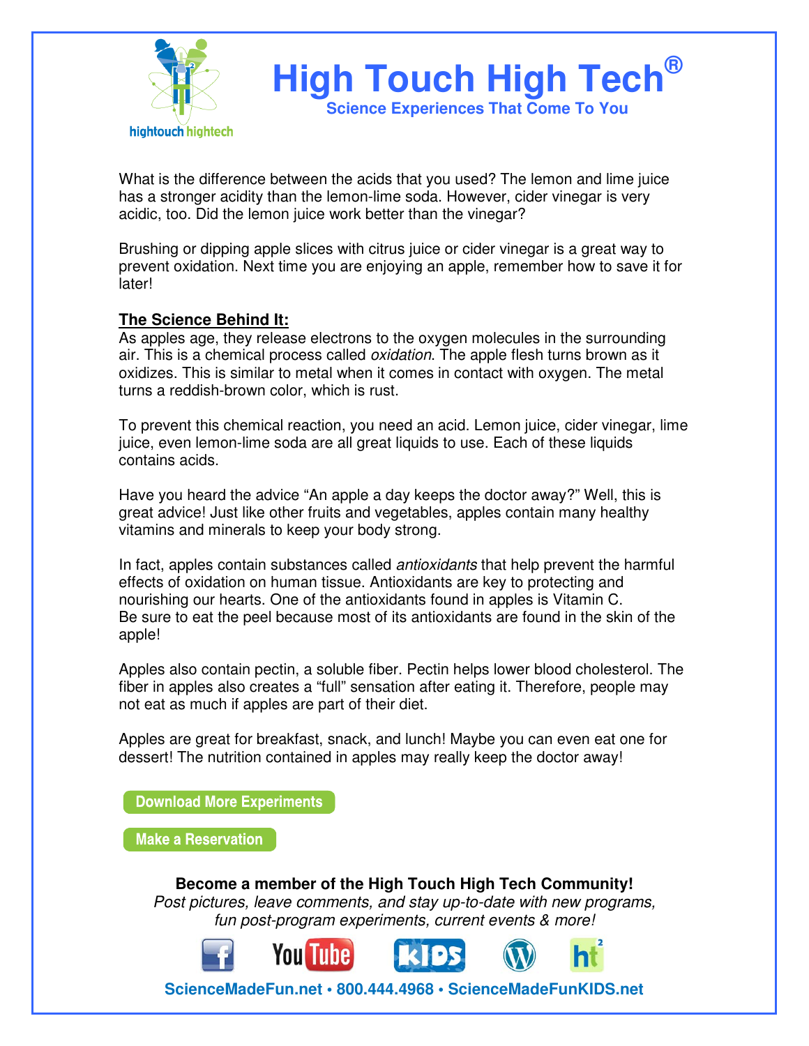# High Touch High Tech®

**Science Experiences That Come To You**

What is the difference between the acids that you used? The lemon and lime juice has a stronger acidity than the lemon-lime soda. However, cider vinegar is very acidic, too. Did the lemon juice work better than the vinegar?

Brushing or dipping apple slices with citrus juice or cider vinegar is a great way to prevent oxidation. Next time you are enjoying an apple, remember how to save it for later!

**The Science Behind It:**

As apples age, they release electrons to the oxygen molecules in the surrounding air. This is a chemical process called *oxidation*. The apple flesh turns brown as it oxidizes. This is similar to metal when it comes in contact with oxygen. The metal turns a reddish-brown color, which is rust.

To prevent this chemical reaction, you need an acid. Lemon juice, cider vinegar, lime juice, even lemon-lime soda are all great liquids to use. Each of these liquids contains acids.

Have you heard the advice "An apple a day keeps the doctor away?" Well, this is great advice! Just like other fruits and vegetables, apples contain many healthy vitamins and minerals to keep your body strong.

In fact, apples contain substances called *antioxidants* that help prevent the harmful effects of oxidation on human tissue. Antioxidants are key to protecting and nourishing our hearts. One of the antioxidants found in apples is Vitamin C. Be sure to eat the peel because most of its antioxidants are found in the skin of the apple!

Apples also contain pectin, a soluble fiber. Pectin helps lower blood cholesterol. The fiber in apples also creates a "full" sensation after eating it. Therefore, people may not eat as much if apples are part of their diet.

Apples are great for breakfast, snack, and lunch! Maybe you can even eat one for dessert! The nutrition contained in apples may really keep the doctor away!

Download More Experiments

Make a Reservation

**Become a member of the High Touch High Tech Community!**

*Post pictures, leave comments, and stay up-to-date with new programs, fun post-program experiments, current events & more!*

**ScienceMadeFun.net • 800.444.4968 • ScienceMadeFunKIDS.net**